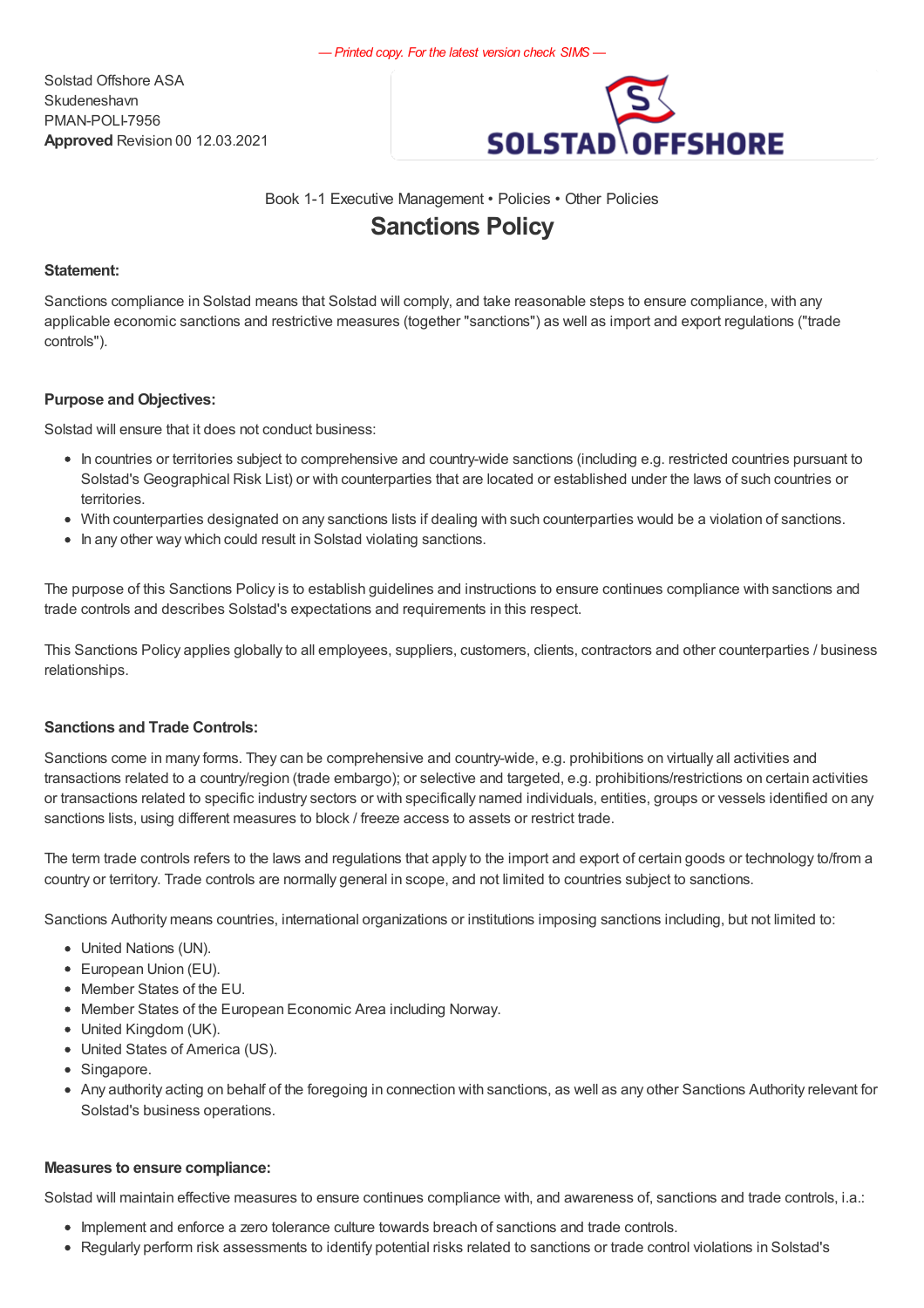— Printed copy. For the latest version check SIMS —

Solstad Offshore ASA
Skudeneshavn
PMAN-POLI-7956
**Approved** Revision 00 12.03.2021

Book 1-1 Executive Management • Policies • Other Policies

# Sanctions Policy

**Statement:**

Sanctions compliance in Solstad means that Solstad will comply, and take reasonable steps to ensure compliance, with any applicable economic sanctions and restrictive measures (together "sanctions") as well as import and export regulations ("trade controls").

**Purpose and Objectives:**

Solstad will ensure that it does not conduct business:

- In countries or territories subject to comprehensive and country-wide sanctions (including e.g. restricted countries pursuant to Solstad's Geographical Risk List) or with counterparties that are located or established under the laws of such countries or territories.
- With counterparties designated on any sanctions lists if dealing with such counterparties would be a violation of sanctions.
- In any other way which could result in Solstad violating sanctions.

The purpose of this Sanctions Policy is to establish guidelines and instructions to ensure continues compliance with sanctions and trade controls and describes Solstad's expectations and requirements in this respect.

This Sanctions Policy applies globally to all employees, suppliers, customers, clients, contractors and other counterparties / business relationships.

**Sanctions and Trade Controls:**

Sanctions come in many forms. They can be comprehensive and country-wide, e.g. prohibitions on virtually all activities and transactions related to a country/region (trade embargo); or selective and targeted, e.g. prohibitions/restrictions on certain activities or transactions related to specific industry sectors or with specifically named individuals, entities, groups or vessels identified on any sanctions lists, using different measures to block / freeze access to assets or restrict trade.

The term trade controls refers to the laws and regulations that apply to the import and export of certain goods or technology to/from a country or territory. Trade controls are normally general in scope, and not limited to countries subject to sanctions.

Sanctions Authority means countries, international organizations or institutions imposing sanctions including, but not limited to:

- United Nations (UN).
- European Union (EU).
- Member States of the EU.
- Member States of the European Economic Area including Norway.
- United Kingdom (UK).
- United States of America (US).
- Singapore.
- Any authority acting on behalf of the foregoing in connection with sanctions, as well as any other Sanctions Authority relevant for Solstad's business operations.

**Measures to ensure compliance:**

Solstad will maintain effective measures to ensure continues compliance with, and awareness of, sanctions and trade controls, i.a.:

- Implement and enforce a zero tolerance culture towards breach of sanctions and trade controls.
- Regularly perform risk assessments to identify potential risks related to sanctions or trade control violations in Solstad's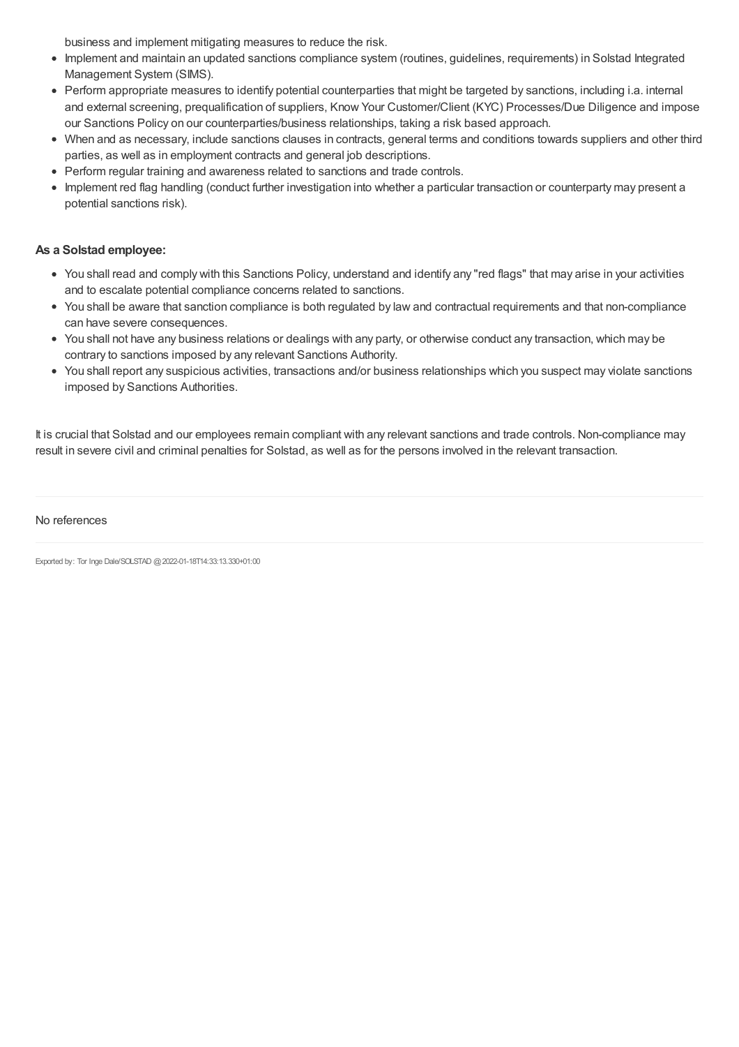business and implement mitigating measures to reduce the risk.

- Implement and maintain an updated sanctions compliance system (routines, guidelines, requirements) in Solstad Integrated Management System (SIMS).
- Perform appropriate measures to identify potential counterparties that might be targeted by sanctions, including i.a. internal and external screening, prequalification of suppliers, Know Your Customer/Client (KYC) Processes/Due Diligence and impose our Sanctions Policy on our counterparties/business relationships, taking a risk based approach.
- When and as necessary, include sanctions clauses in contracts, general terms and conditions towards suppliers and other third parties, as well as in employment contracts and general job descriptions.
- Perform regular training and awareness related to sanctions and trade controls.
- Implement red flag handling (conduct further investigation into whether a particular transaction or counterparty may present a potential sanctions risk).

**As a Solstad employee:**

- You shall read and comply with this Sanctions Policy, understand and identify any "red flags" that may arise in your activities and to escalate potential compliance concerns related to sanctions.
- You shall be aware that sanction compliance is both regulated by law and contractual requirements and that non-compliance can have severe consequences.
- You shall not have any business relations or dealings with any party, or otherwise conduct any transaction, which may be contrary to sanctions imposed by any relevant Sanctions Authority.
- You shall report any suspicious activities, transactions and/or business relationships which you suspect may violate sanctions imposed by Sanctions Authorities.

It is crucial that Solstad and our employees remain compliant with any relevant sanctions and trade controls. Non-compliance may result in severe civil and criminal penalties for Solstad, as well as for the persons involved in the relevant transaction.

---

No references

---

Exported by: Tor Inge Dale/SOLSTAD @ 2022-01-18T14:33:13.330+01:00